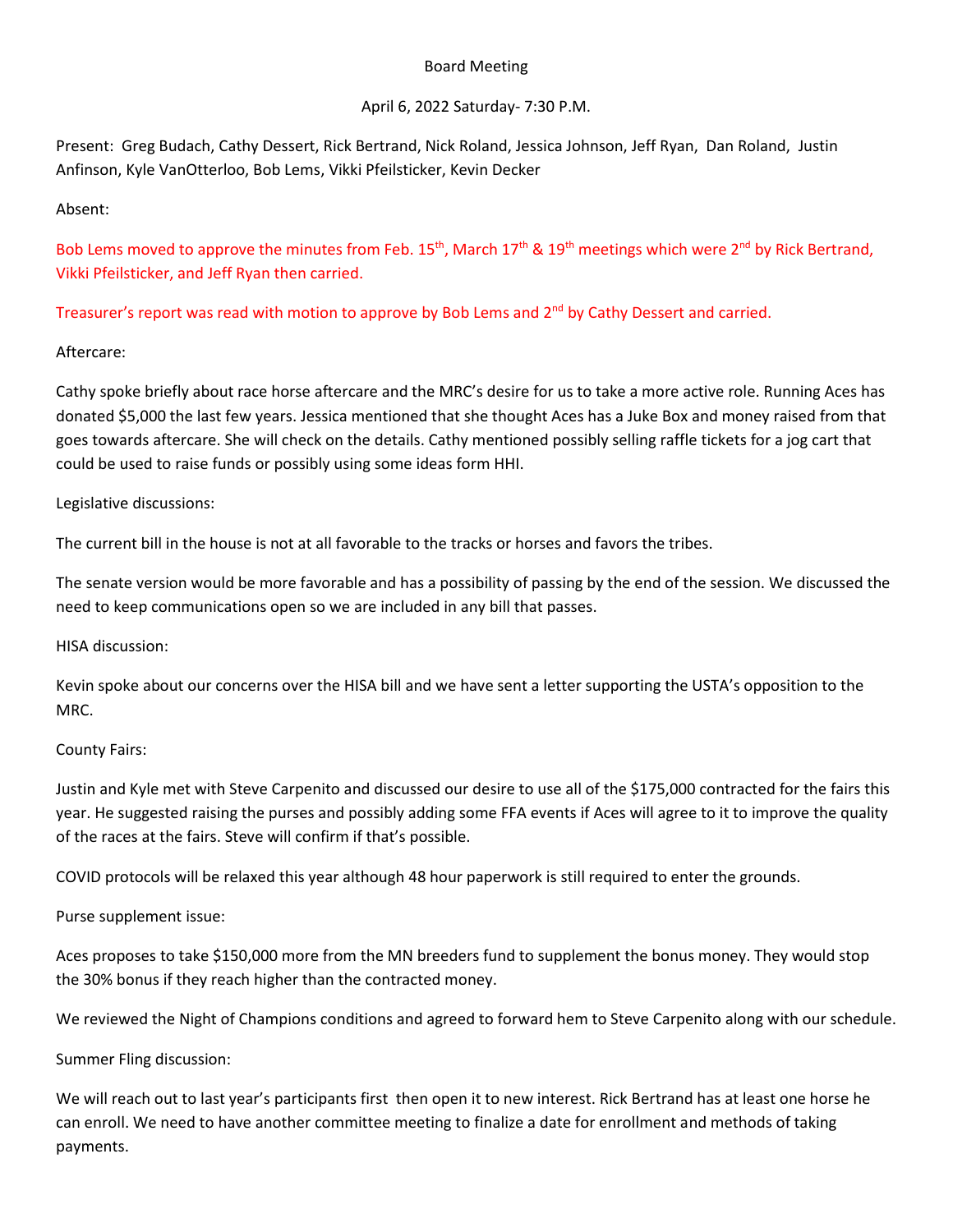Board Meeting

April 6, 2022 Saturday- 7:30 P.M.

Present: Greg Budach, Cathy Dessert, Rick Bertrand, Nick Roland, Jessica Johnson, Jeff Ryan, Dan Roland, Justin Anfinson, Kyle VanOtterloo, Bob Lems, Vikki Pfeilsticker, Kevin Decker

Absent:

Bob Lems moved to approve the minutes from Feb. 15th, March 17th & 19th meetings which were 2nd by Rick Bertrand, Vikki Pfeilsticker, and Jeff Ryan then carried.

Treasurer's report was read with motion to approve by Bob Lems and 2nd by Cathy Dessert and carried.

Aftercare:

Cathy spoke briefly about race horse aftercare and the MRC's desire for us to take a more active role. Running Aces has donated $5,000 the last few years. Jessica mentioned that she thought Aces has a Juke Box and money raised from that goes towards aftercare. She will check on the details. Cathy mentioned possibly selling raffle tickets for a jog cart that could be used to raise funds or possibly using some ideas form HHI.

Legislative discussions:

The current bill in the house is not at all favorable to the tracks or horses and favors the tribes.

The senate version would be more favorable and has a possibility of passing by the end of the session. We discussed the need to keep communications open so we are included in any bill that passes.

HISA discussion:

Kevin spoke about our concerns over the HISA bill and we have sent a letter supporting the USTA's opposition to the MRC.

County Fairs:

Justin and Kyle met with Steve Carpenito and discussed our desire to use all of the $175,000 contracted for the fairs this year. He suggested raising the purses and possibly adding some FFA events if Aces will agree to it to improve the quality of the races at the fairs. Steve will confirm if that's possible.

COVID protocols will be relaxed this year although 48 hour paperwork is still required to enter the grounds.

Purse supplement issue:

Aces proposes to take $150,000 more from the MN breeders fund to supplement the bonus money. They would stop the 30% bonus if they reach higher than the contracted money.

We reviewed the Night of Champions conditions and agreed to forward hem to Steve Carpenito along with our schedule.

Summer Fling discussion:

We will reach out to last year's participants first then open it to new interest. Rick Bertrand has at least one horse he can enroll. We need to have another committee meeting to finalize a date for enrollment and methods of taking payments.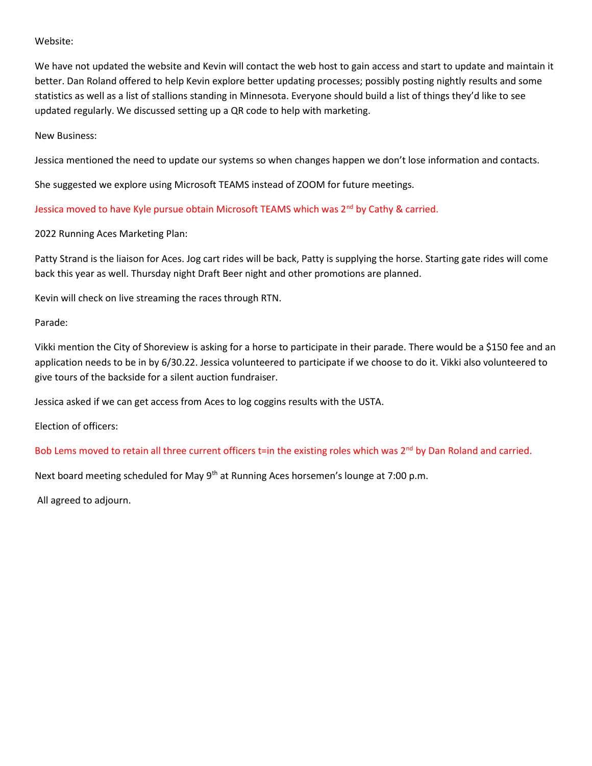Website:

We have not updated the website and Kevin will contact the web host to gain access and start to update and maintain it better. Dan Roland offered to help Kevin explore better updating processes; possibly posting nightly results and some statistics as well as a list of stallions standing in Minnesota. Everyone should build a list of things they'd like to see updated regularly. We discussed setting up a QR code to help with marketing.

New Business:

Jessica mentioned the need to update our systems so when changes happen we don't lose information and contacts.

She suggested we explore using Microsoft TEAMS instead of ZOOM for future meetings.

Jessica moved to have Kyle pursue obtain Microsoft TEAMS which was 2nd by Cathy & carried.

2022 Running Aces Marketing Plan:

Patty Strand is the liaison for Aces. Jog cart rides will be back, Patty is supplying the horse. Starting gate rides will come back this year as well. Thursday night Draft Beer night and other promotions are planned.

Kevin will check on live streaming the races through RTN.

Parade:

Vikki mention the City of Shoreview is asking for a horse to participate in their parade. There would be a $150 fee and an application needs to be in by 6/30.22. Jessica volunteered to participate if we choose to do it. Vikki also volunteered to give tours of the backside for a silent auction fundraiser.

Jessica asked if we can get access from Aces to log coggins results with the USTA.

Election of officers:

Bob Lems moved to retain all three current officers t=in the existing roles which was 2nd by Dan Roland and carried.

Next board meeting scheduled for May 9th at Running Aces horsemen's lounge at 7:00 p.m.

All agreed to adjourn.